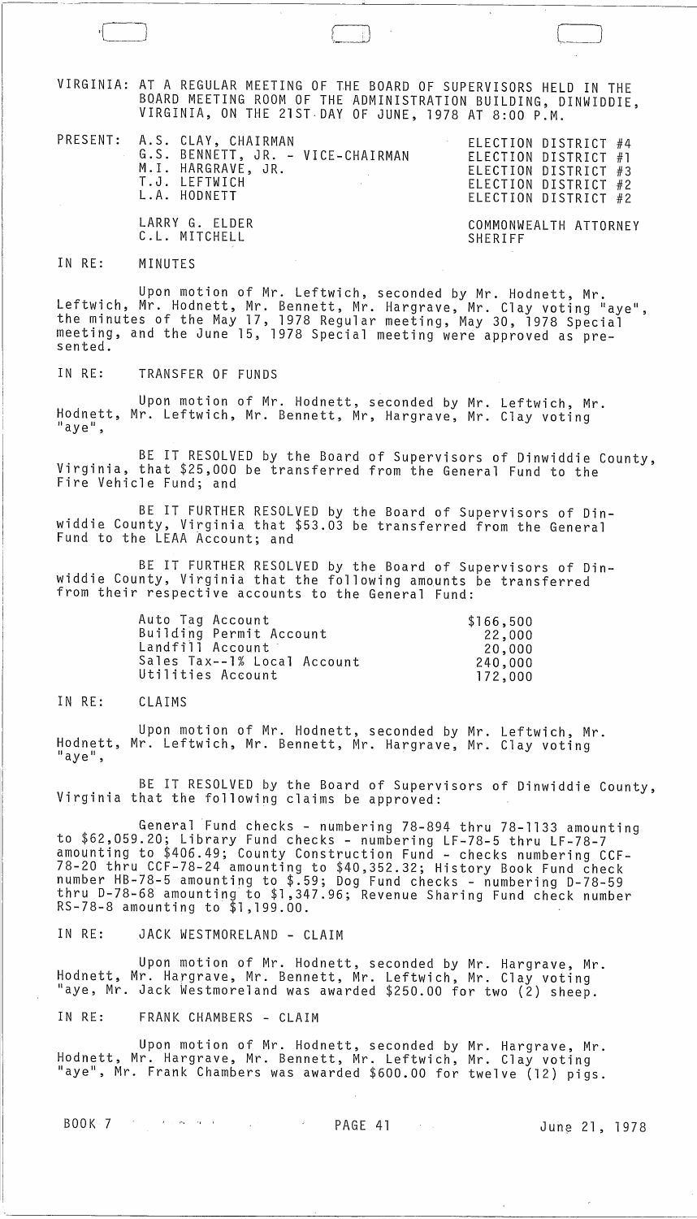VIRGINIA: AT A REGULAR MEETING OF THE BOARD OF SUPERVISORS HELD IN THE BOARD MEETING ROOM OF THE ADMINISTRATION BUILDING, DINWIDDIE, VIRGINIA, ON THE 21ST DAY OF JUNE, 1978 AT 8:00 P.M.

| PRESENT: | | |
|---|---|---|
| | A.S. CLAY, CHAIRMAN | ELECTION DISTRICT #4 |
| | G.S. BENNETT, JR. - VICE-CHAIRMAN | ELECTION DISTRICT #1 |
| | M.I. HARGRAVE, JR. | ELECTION DISTRICT #3 |
| | T.J. LEFTWICH | ELECTION DISTRICT #2 |
| | L.A. HODNETT | ELECTION DISTRICT #2 |
| | LARRY G. ELDER | COMMONWEALTH ATTORNEY |
| | C.L. MITCHELL | SHERIFF |

IN RE: MINUTES

Upon motion of Mr. Leftwich, seconded by Mr. Hodnett, Mr. Leftwich, Mr. Hodnett, Mr. Bennett, Mr. Hargrave, Mr. Clay voting "aye", the minutes of the May 17, 1978 Regular meeting, May 30, 1978 Special meeting, and the June 15, 1978 Special meeting were approved as presented.

IN RE: TRANSFER OF FUNDS

Upon motion of Mr. Hodnett, seconded by Mr. Leftwich, Mr. Hodnett, Mr. Leftwich, Mr. Bennett, Mr, Hargrave, Mr. Clay voting "aye",

BE IT RESOLVED by the Board of Supervisors of Dinwiddie County, Virginia, that $25,000 be transferred from the General Fund to the Fire Vehicle Fund; and

BE IT FURTHER RESOLVED by the Board of Supervisors of Dinwiddie County, Virginia that $53.03 be transferred from the General Fund to the LEAA Account; and

BE IT FURTHER RESOLVED by the Board of Supervisors of Dinwiddie County, Virginia that the following amounts be transferred from their respective accounts to the General Fund:

| | |
|---|---|
| Auto Tag Account | $166,500 |
| Building Permit Account | 22,000 |
| Landfill Account | 20,000 |
| Sales Tax--1% Local Account | 240,000 |
| Utilities Account | 172,000 |

IN RE: CLAIMS

Upon motion of Mr. Hodnett, seconded by Mr. Leftwich, Mr. Hodnett, Mr. Leftwich, Mr. Bennett, Mr. Hargrave, Mr. Clay voting "aye",

BE IT RESOLVED by the Board of Supervisors of Dinwiddie County, Virginia that the following claims be approved:

General Fund checks - numbering 78-894 thru 78-1133 amounting to $62,059.20; Library Fund checks - numbering LF-78-5 thru LF-78-7 amounting to $406.49; County Construction Fund - checks numbering CCF-78-20 thru CCF-78-24 amounting to $40,352.32; History Book Fund check number HB-78-5 amounting to $.59; Dog Fund checks - numbering D-78-59 thru D-78-68 amounting to $1,347.96; Revenue Sharing Fund check number RS-78-8 amounting to $1,199.00.

IN RE: JACK WESTMORELAND - CLAIM

Upon motion of Mr. Hodnett, seconded by Mr. Hargrave, Mr. Hodnett, Mr. Hargrave, Mr. Bennett, Mr. Leftwich, Mr. Clay voting "aye, Mr. Jack Westmoreland was awarded $250.00 for two (2) sheep.

IN RE: FRANK CHAMBERS - CLAIM

Upon motion of Mr. Hodnett, seconded by Mr. Hargrave, Mr. Hodnett, Mr. Hargrave, Mr. Bennett, Mr. Leftwich, Mr. Clay voting "aye", Mr. Frank Chambers was awarded $600.00 for twelve (12) pigs.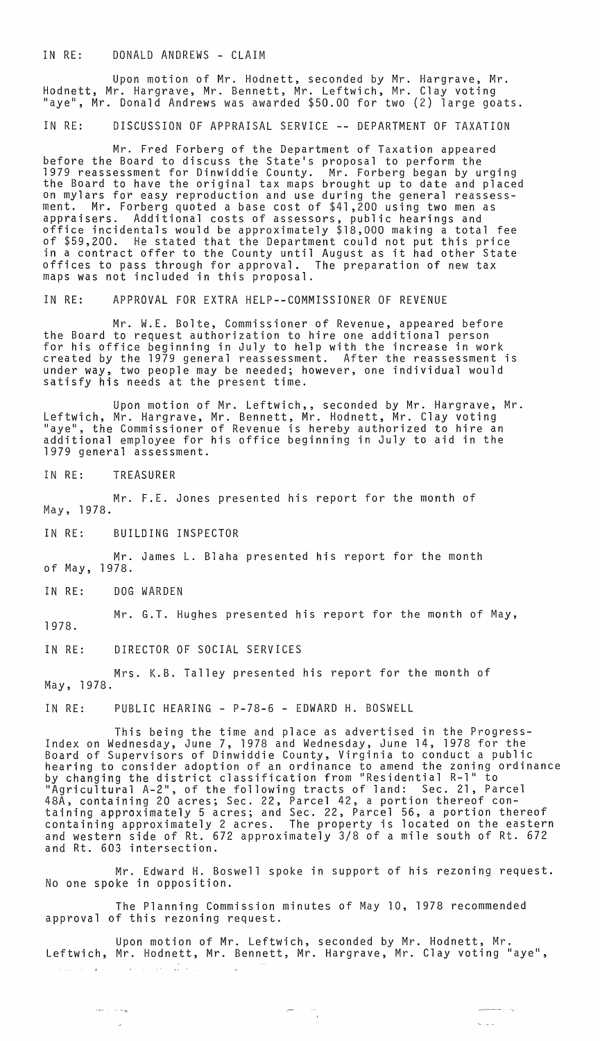IN RE: DONALD ANDREWS - CLAIM

Upon motion of Mr. Hodnett, seconded by Mr. Hargrave, Mr. Hodnett, Mr. Hargrave, Mr. Bennett, Mr. Leftwich, Mr. Clay voting "aye", Mr. Donald Andrews was awarded $50.00 for two (2) large goats.

IN RE: DISCUSSION OF APPRAISAL SERVICE -- DEPARTMENT OF TAXATION

Mr. Fred Forberg of the Department of Taxation appeared before the Board to discuss the State's proposal to perform the 1979 reassessment for Dinwiddie County. Mr. Forberg began by urging the Board to have the original tax maps brought up to date and placed on mylars for easy reproduction and use during the general reassessment. Mr. Forberg quoted a base cost of $41,200 using two men as appraisers. Additional costs of assessors, public hearings and office incidentals would be approximately $18,000 making a total fee of $59,200. He stated that the Department could not put this price in a contract offer to the County until August as it had other State offices to pass through for approval. The preparation of new tax maps was not included in this proposal.

IN RE: APPROVAL FOR EXTRA HELP--COMMISSIONER OF REVENUE

Mr. W.E. Bolte, Commissioner of Revenue, appeared before the Board to request authorization to hire one additional person for his office beginning in July to help with the increase in work created by the 1979 general reassessment. After the reassessment is under way, two people may be needed; however, one individual would satisfy his needs at the present time.

Upon motion of Mr. Leftwich,, seconded by Mr. Hargrave, Mr. Leftwich, Mr. Hargrave, Mr. Bennett, Mr. Hodnett, Mr. Clay voting "aye", the Commissioner of Revenue is hereby authorized to hire an additional employee for his office beginning in July to aid in the 1979 general assessment.

IN RE: TREASURER

Mr. F.E. Jones presented his report for the month of May, 1978.

IN RE: BUILDING INSPECTOR

Mr. James L. Blaha presented his report for the month of May, 1978.

IN RE: DOG WARDEN

Mr. G.T. Hughes presented his report for the month of May, 1978.

IN RE: DIRECTOR OF SOCIAL SERVICES

Mrs. K.B. Talley presented his report for the month of May, 1978.

IN RE: PUBLIC HEARING - P-78-6 - EDWARD H. BOSWELL

This being the time and place as advertised in the Progress-Index on Wednesday, June 7, 1978 and Wednesday, June 14, 1978 for the Board of Supervisors of Dinwiddie County, Virginia to conduct a public hearing to consider adoption of an ordinance to amend the zoning ordinance by changing the district classification from "Residential R-1" to "Agricultural A-2", of the following tracts of land: Sec. 21, Parcel 48A, containing 20 acres; Sec. 22, Parcel 42, a portion thereof containing approximately 5 acres; and Sec. 22, Parcel 56, a portion thereof containing approximately 2 acres. The property is located on the eastern and western side of Rt. 672 approximately 3/8 of a mile south of Rt. 672 and Rt. 603 intersection.

Mr. Edward H. Boswell spoke in support of his rezoning request. No one spoke in opposition.

The Planning Commission minutes of May 10, 1978 recommended approval of this rezoning request.

Upon motion of Mr. Leftwich, seconded by Mr. Hodnett, Mr. Leftwich, Mr. Hodnett, Mr. Bennett, Mr. Hargrave, Mr. Clay voting "aye",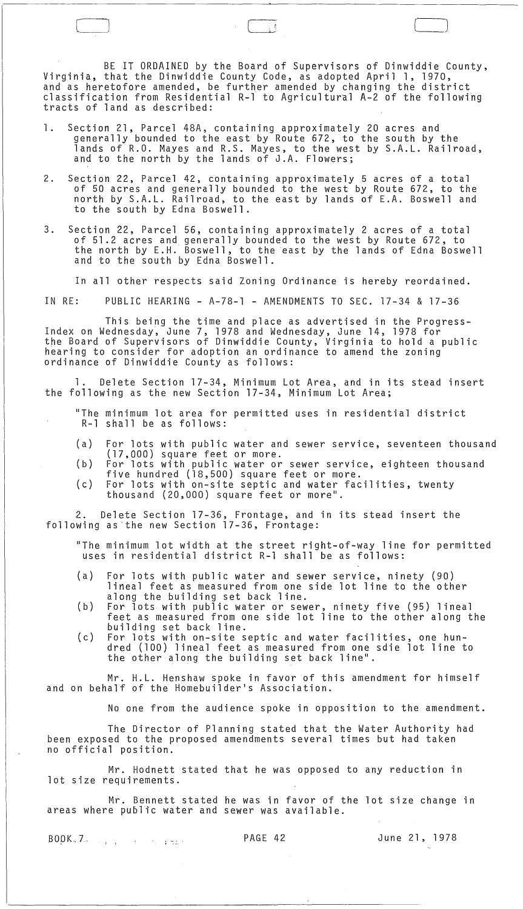BE IT ORDAINED by the Board of Supervisors of Dinwiddie County, Virginia, that the Dinwiddie County Code, as adopted April 1, 1970, and as heretofore amended, be further amended by changing the district classification from Residential R-1 to Agricultural A-2 of the following tracts of land as described:

1. Section 21, Parcel 48A, containing approximately 20 acres and generally bounded to the east by Route 672, to the south by the lands of R.O. Mayes and R.S. Mayes, to the west by S.A.L. Railroad, and to the north by the lands of J.A. Flowers;

2. Section 22, Parcel 42, containing approximately 5 acres of a total of 50 acres and generally bounded to the west by Route 672, to the north by S.A.L. Railroad, to the east by lands of E.A. Boswell and to the south by Edna Boswell.

3. Section 22, Parcel 56, containing approximately 2 acres of a total of 51.2 acres and generally bounded to the west by Route 672, to the north by E.H. Boswell, to the east by the lands of Edna Boswell and to the south by Edna Boswell.

In all other respects said Zoning Ordinance is hereby reordained.

IN RE: PUBLIC HEARING - A-78-1 - AMENDMENTS TO SEC. 17-34 & 17-36

This being the time and place as advertised in the Progress-Index on Wednesday, June 7, 1978 and Wednesday, June 14, 1978 for the Board of Supervisors of Dinwiddie County, Virginia to hold a public hearing to consider for adoption an ordinance to amend the zoning ordinance of Dinwiddie County as follows:

1. Delete Section 17-34, Minimum Lot Area, and in its stead insert the following as the new Section 17-34, Minimum Lot Area;

"The minimum lot area for permitted uses in residential district R-1 shall be as follows:

(a) For lots with public water and sewer service, seventeen thousand (17,000) square feet or more.
(b) For lots with public water or sewer service, eighteen thousand five hundred (18,500) square feet or more.
(c) For lots with on-site septic and water facilities, twenty thousand (20,000) square feet or more".

2. Delete Section 17-36, Frontage, and in its stead insert the following as the new Section 17-36, Frontage:

"The minimum lot width at the street right-of-way line for permitted uses in residential district R-1 shall be as follows:

(a) For lots with public water and sewer service, ninety (90) lineal feet as measured from one side lot line to the other along the building set back line.
(b) For lots with public water or sewer, ninety five (95) lineal feet as measured from one side lot line to the other along the building set back line.
(c) For lots with on-site septic and water facilities, one hundred (100) lineal feet as measured from one sdie lot line to the other along the building set back line".

Mr. H.L. Henshaw spoke in favor of this amendment for himself and on behalf of the Homebuilder's Association.

No one from the audience spoke in opposition to the amendment.

The Director of Planning stated that the Water Authority had been exposed to the proposed amendments several times but had taken no official position.

Mr. Hodnett stated that he was opposed to any reduction in lot size requirements.

Mr. Bennett stated he was in favor of the lot size change in areas where public water and sewer was available.

BOOK 7 PAGE 42 June 21, 1978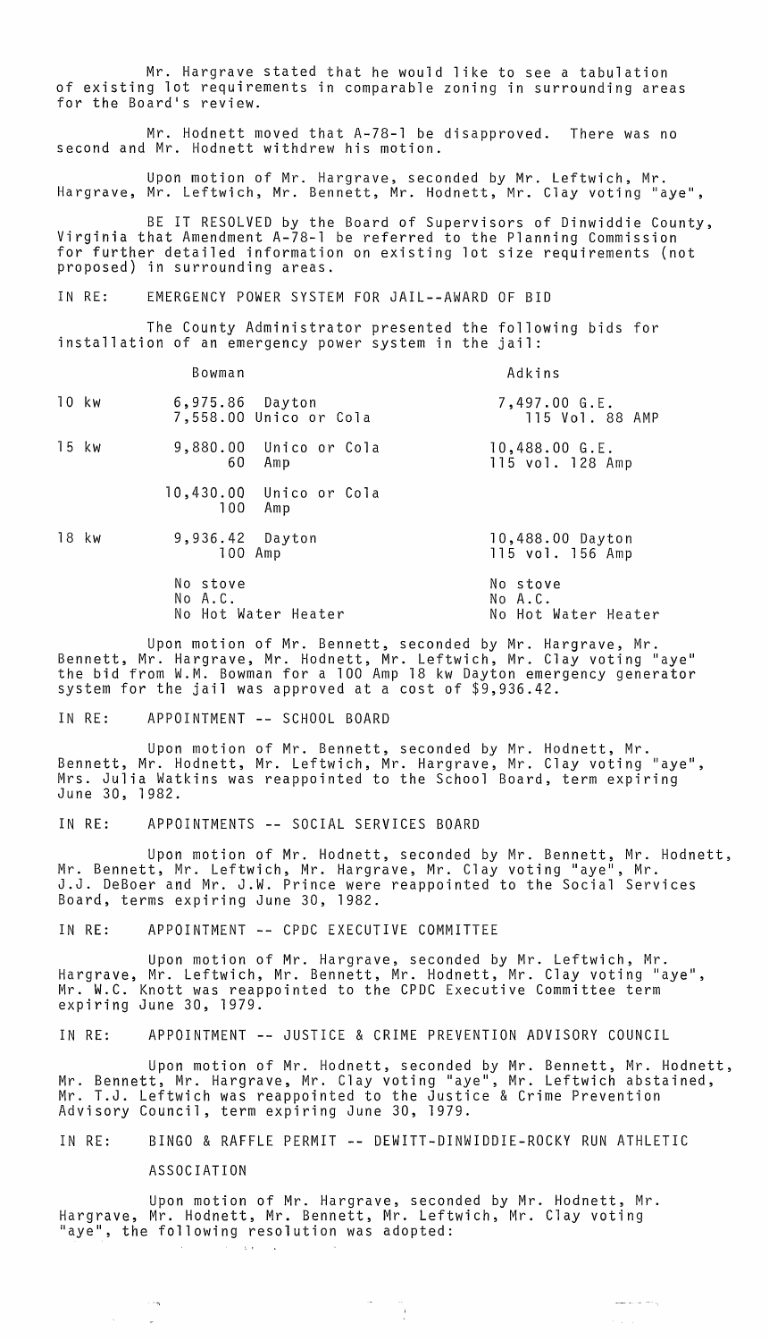Mr. Hargrave stated that he would like to see a tabulation of existing lot requirements in comparable zoning in surrounding areas for the Board's review.

Mr. Hodnett moved that A-78-1 be disapproved. There was no second and Mr. Hodnett withdrew his motion.

Upon motion of Mr. Hargrave, seconded by Mr. Leftwich, Mr. Hargrave, Mr. Leftwich, Mr. Bennett, Mr. Hodnett, Mr. Clay voting "aye",

BE IT RESOLVED by the Board of Supervisors of Dinwiddie County, Virginia that Amendment A-78-1 be referred to the Planning Commission for further detailed information on existing lot size requirements (not proposed) in surrounding areas.

IN RE: EMERGENCY POWER SYSTEM FOR JAIL--AWARD OF BID

The County Administrator presented the following bids for installation of an emergency power system in the jail:

| | Bowman | Adkins |
|---|---|---|
| 10 kw | 6,975.86 Dayton<br>7,558.00 Unico or Cola | 7,497.00 G.E.<br>115 Vol. 88 AMP |
| 15 kw | 9,880.00 Unico or Cola<br>60 Amp | 10,488.00 G.E.<br>115 vol. 128 Amp |
| | 10,430.00 Unico or Cola<br>100 Amp | |
| 18 kw | 9,936.42 Dayton<br>100 Amp | 10,488.00 Dayton<br>115 vol. 156 Amp |
| | No stove<br>No A.C.<br>No Hot Water Heater | No stove<br>No A.C.<br>No Hot Water Heater |

Upon motion of Mr. Bennett, seconded by Mr. Hargrave, Mr. Bennett, Mr. Hargrave, Mr. Hodnett, Mr. Leftwich, Mr. Clay voting "aye" the bid from W.M. Bowman for a 100 Amp 18 kw Dayton emergency generator system for the jail was approved at a cost of $9,936.42.

IN RE: APPOINTMENT -- SCHOOL BOARD

Upon motion of Mr. Bennett, seconded by Mr. Hodnett, Mr. Bennett, Mr. Hodnett, Mr. Leftwich, Mr. Hargrave, Mr. Clay voting "aye", Mrs. Julia Watkins was reappointed to the School Board, term expiring June 30, 1982.

IN RE: APPOINTMENTS -- SOCIAL SERVICES BOARD

Upon motion of Mr. Hodnett, seconded by Mr. Bennett, Mr. Hodnett, Mr. Bennett, Mr. Leftwich, Mr. Hargrave, Mr. Clay voting "aye", Mr. J.J. DeBoer and Mr. J.W. Prince were reappointed to the Social Services Board, terms expiring June 30, 1982.

IN RE: APPOINTMENT -- CPDC EXECUTIVE COMMITTEE

Upon motion of Mr. Hargrave, seconded by Mr. Leftwich, Mr. Hargrave, Mr. Leftwich, Mr. Bennett, Mr. Hodnett, Mr. Clay voting "aye", Mr. W.C. Knott was reappointed to the CPDC Executive Committee term expiring June 30, 1979.

IN RE: APPOINTMENT -- JUSTICE & CRIME PREVENTION ADVISORY COUNCIL

Upon motion of Mr. Hodnett, seconded by Mr. Bennett, Mr. Hodnett, Mr. Bennett, Mr. Hargrave, Mr. Clay voting "aye", Mr. Leftwich abstained, Mr. T.J. Leftwich was reappointed to the Justice & Crime Prevention Advisory Council, term expiring June 30, 1979.

IN RE: BINGO & RAFFLE PERMIT -- DEWITT-DINWIDDIE-ROCKY RUN ATHLETIC ASSOCIATION

Upon motion of Mr. Hargrave, seconded by Mr. Hodnett, Mr. Hargrave, Mr. Hodnett, Mr. Bennett, Mr. Leftwich, Mr. Clay voting "aye", the following resolution was adopted: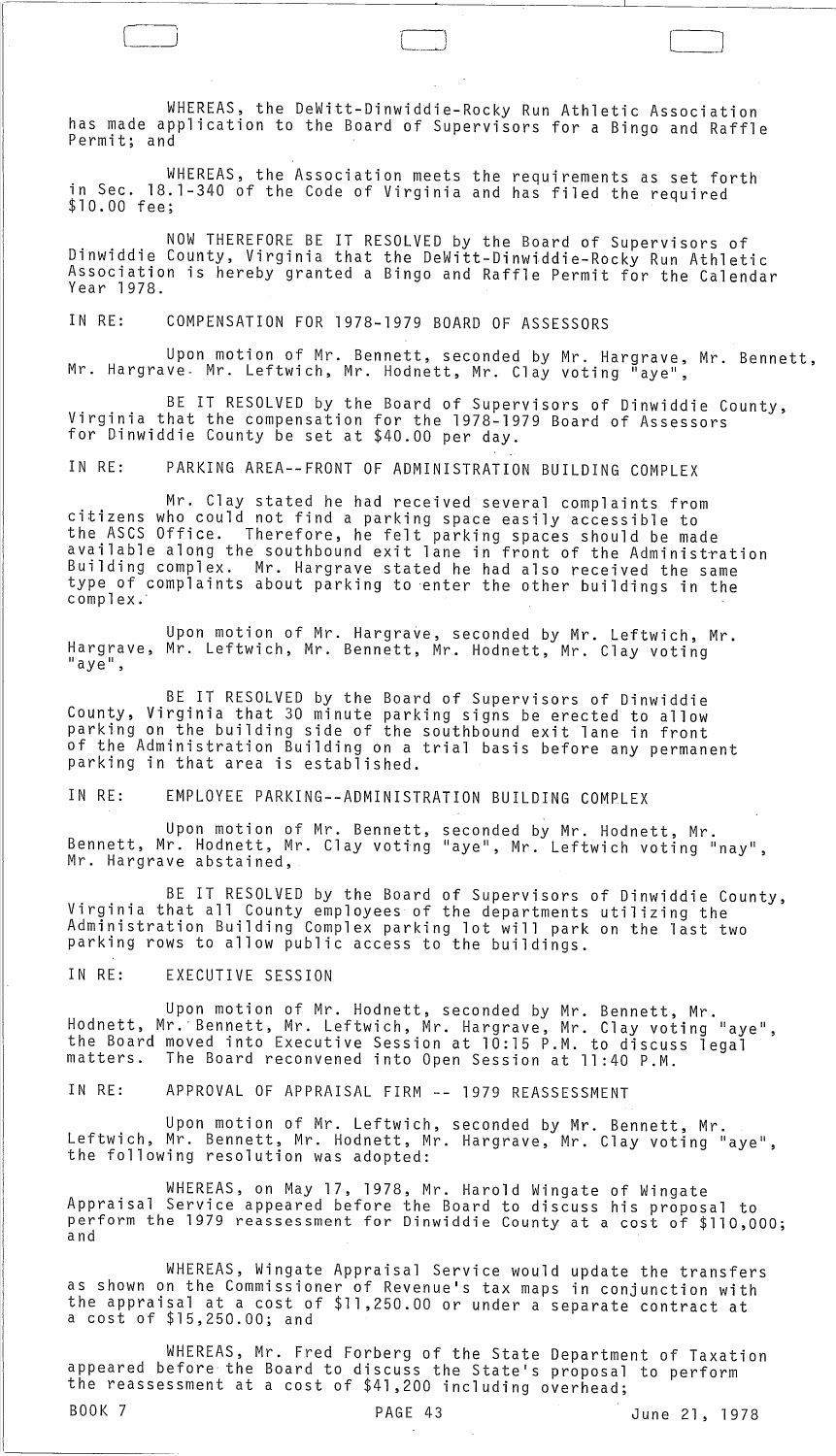WHEREAS, the DeWitt-Dinwiddie-Rocky Run Athletic Association has made application to the Board of Supervisors for a Bingo and Raffle Permit; and

WHEREAS, the Association meets the requirements as set forth in Sec. 18.1-340 of the Code of Virginia and has filed the required $10.00 fee;

NOW THEREFORE BE IT RESOLVED by the Board of Supervisors of Dinwiddie County, Virginia that the DeWitt-Dinwiddie-Rocky Run Athletic Association is hereby granted a Bingo and Raffle Permit for the Calendar Year 1978.

IN RE: COMPENSATION FOR 1978-1979 BOARD OF ASSESSORS

Upon motion of Mr. Bennett, seconded by Mr. Hargrave, Mr. Bennett, Mr. Hargrave, Mr. Leftwich, Mr. Hodnett, Mr. Clay voting "aye",

BE IT RESOLVED by the Board of Supervisors of Dinwiddie County, Virginia that the compensation for the 1978-1979 Board of Assessors for Dinwiddie County be set at $40.00 per day.

IN RE: PARKING AREA--FRONT OF ADMINISTRATION BUILDING COMPLEX

Mr. Clay stated he had received several complaints from citizens who could not find a parking space easily accessible to the ASCS Office. Therefore, he felt parking spaces should be made available along the southbound exit lane in front of the Administration Building complex. Mr. Hargrave stated he had also received the same type of complaints about parking to enter the other buildings in the complex.

Upon motion of Mr. Hargrave, seconded by Mr. Leftwich, Mr. Hargrave, Mr. Leftwich, Mr. Bennett, Mr. Hodnett, Mr. Clay voting "aye",

BE IT RESOLVED by the Board of Supervisors of Dinwiddie County, Virginia that 30 minute parking signs be erected to allow parking on the building side of the southbound exit lane in front of the Administration Building on a trial basis before any permanent parking in that area is established.

IN RE: EMPLOYEE PARKING--ADMINISTRATION BUILDING COMPLEX

Upon motion of Mr. Bennett, seconded by Mr. Hodnett, Mr. Bennett, Mr. Hodnett, Mr. Clay voting "aye", Mr. Leftwich voting "nay", Mr. Hargrave abstained,

BE IT RESOLVED by the Board of Supervisors of Dinwiddie County, Virginia that all County employees of the departments utilizing the Administration Building Complex parking lot will park on the last two parking rows to allow public access to the buildings.

IN RE: EXECUTIVE SESSION

Upon motion of Mr. Hodnett, seconded by Mr. Bennett, Mr. Hodnett, Mr. Bennett, Mr. Leftwich, Mr. Hargrave, Mr. Clay voting "aye", the Board moved into Executive Session at 10:15 P.M. to discuss legal matters. The Board reconvened into Open Session at 11:40 P.M.

IN RE: APPROVAL OF APPRAISAL FIRM -- 1979 REASSESSMENT

Upon motion of Mr. Leftwich, seconded by Mr. Bennett, Mr. Leftwich, Mr. Bennett, Mr. Hodnett, Mr. Hargrave, Mr. Clay voting "aye", the following resolution was adopted:

WHEREAS, on May 17, 1978, Mr. Harold Wingate of Wingate Appraisal Service appeared before the Board to discuss his proposal to perform the 1979 reassessment for Dinwiddie County at a cost of $110,000; and

WHEREAS, Wingate Appraisal Service would update the transfers as shown on the Commissioner of Revenue's tax maps in conjunction with the appraisal at a cost of $11,250.00 or under a separate contract at a cost of $15,250.00; and

WHEREAS, Mr. Fred Forberg of the State Department of Taxation appeared before the Board to discuss the State's proposal to perform the reassessment at a cost of $41,200 including overhead;

BOOK 7 PAGE 43 June 21, 1978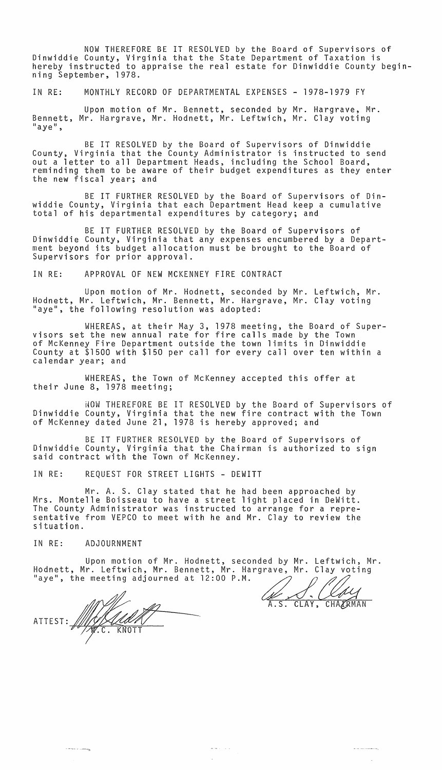NOW THEREFORE BE IT RESOLVED by the Board of Supervisors of Dinwiddie County, Virginia that the State Department of Taxation is hereby instructed to appraise the real estate for Dinwiddie County beginning September, 1978.

IN RE: MONTHLY RECORD OF DEPARTMENTAL EXPENSES - 1978-1979 FY

Upon motion of Mr. Bennett, seconded by Mr. Hargrave, Mr. Bennett, Mr. Hargrave, Mr. Hodnett, Mr. Leftwich, Mr. Clay voting "aye",

BE IT RESOLVED by the Board of Supervisors of Dinwiddie County, Virginia that the County Administrator is instructed to send out a letter to all Department Heads, including the School Board, reminding them to be aware of their budget expenditures as they enter the new fiscal year; and

BE IT FURTHER RESOLVED by the Board of Supervisors of Dinwiddie County, Virginia that each Department Head keep a cumulative total of his departmental expenditures by category; and

BE IT FURTHER RESOLVED by the Board of Supervisors of Dinwiddie County, Virginia that any expenses encumbered by a Department beyond its budget allocation must be brought to the Board of Supervisors for prior approval.

IN RE: APPROVAL OF NEW MCKENNEY FIRE CONTRACT

Upon motion of Mr. Hodnett, seconded by Mr. Leftwich, Mr. Hodnett, Mr. Leftwich, Mr. Bennett, Mr. Hargrave, Mr. Clay voting "aye", the following resolution was adopted:

WHEREAS, at their May 3, 1978 meeting, the Board of Supervisors set the new annual rate for fire calls made by the Town of McKenney Fire Department outside the town limits in Dinwiddie County at $1500 with $150 per call for every call over ten within a calendar year; and

WHEREAS, the Town of McKenney accepted this offer at their June 8, 1978 meeting;

NOW THEREFORE BE IT RESOLVED by the Board of Supervisors of Dinwiddie County, Virginia that the new fire contract with the Town of McKenney dated June 21, 1978 is hereby approved; and

BE IT FURTHER RESOLVED by the Board of Supervisors of Dinwiddie County, Virginia that the Chairman is authorized to sign said contract with the Town of McKenney.

IN RE: REQUEST FOR STREET LIGHTS - DEWITT

Mr. A. S. Clay stated that he had been approached by Mrs. Montelle Boisseau to have a street light placed in DeWitt. The County Administrator was instructed to arrange for a representative from VEPCO to meet with he and Mr. Clay to review the situation.

IN RE: ADJOURNMENT

Upon motion of Mr. Hodnett, seconded by Mr. Leftwich, Mr. Hodnett, Mr. Leftwich, Mr. Bennett, Mr. Hargrave, Mr. Clay voting "aye", the meeting adjourned at 12:00 P.M.

A.S. CLAY, CHAIRMAN

ATTEST: W.C. KNOTT